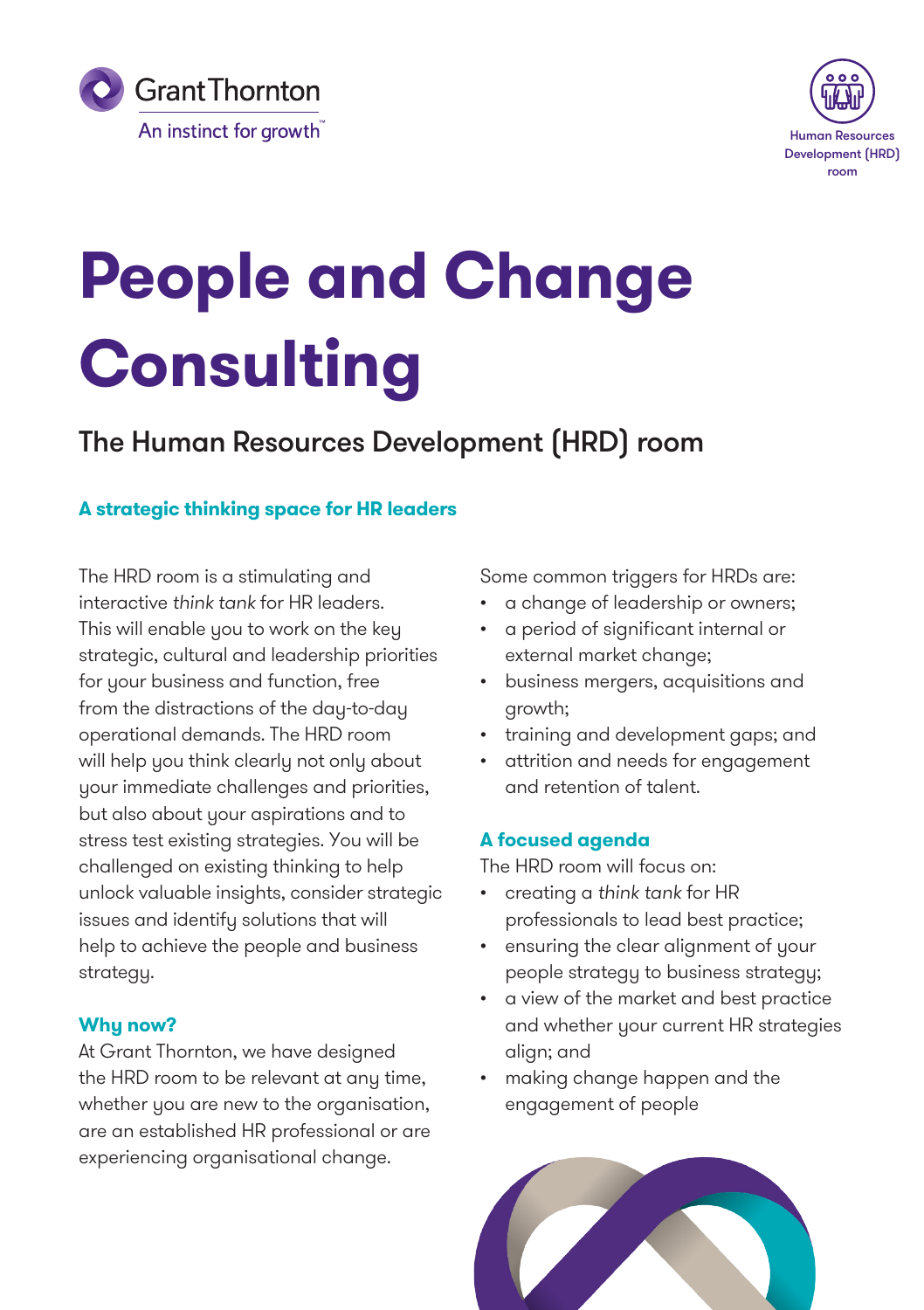Grant Thornton
An instinct for growth™

Human Resources Development (HRD) room

# People and Change Consulting

## The Human Resources Development (HRD) room

### A strategic thinking space for HR leaders

The HRD room is a stimulating and interactive *think tank* for HR leaders. This will enable you to work on the key strategic, cultural and leadership priorities for your business and function, free from the distractions of the day-to-day operational demands. The HRD room will help you think clearly not only about your immediate challenges and priorities, but also about your aspirations and to stress test existing strategies. You will be challenged on existing thinking to help unlock valuable insights, consider strategic issues and identify solutions that will help to achieve the people and business strategy.

### Why now?

At Grant Thornton, we have designed the HRD room to be relevant at any time, whether you are new to the organisation, are an established HR professional or are experiencing organisational change.

Some common triggers for HRDs are:

- a change of leadership or owners;
- a period of significant internal or external market change;
- business mergers, acquisitions and growth;
- training and development gaps; and
- attrition and needs for engagement and retention of talent.

### A focused agenda

The HRD room will focus on:

- creating a *think tank* for HR professionals to lead best practice;
- ensuring the clear alignment of your people strategy to business strategy;
- a view of the market and best practice and whether your current HR strategies align; and
- making change happen and the engagement of people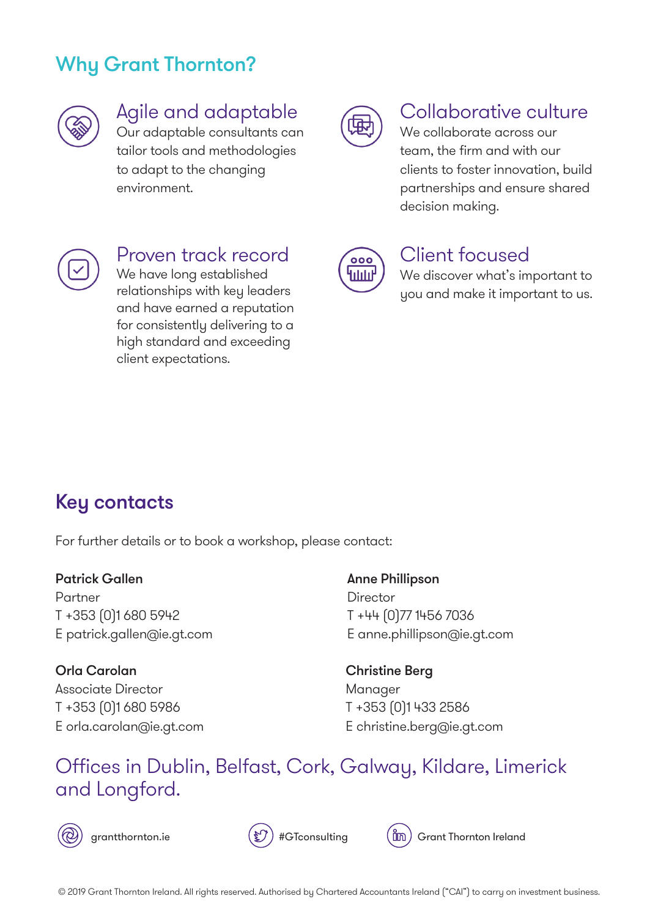## Why Grant Thornton?

### Agile and adaptable

Our adaptable consultants can tailor tools and methodologies to adapt to the changing environment.

### Collaborative culture

We collaborate across our team, the firm and with our clients to foster innovation, build partnerships and ensure shared decision making.

### Proven track record

We have long established relationships with key leaders and have earned a reputation for consistently delivering to a high standard and exceeding client expectations.

### Client focused

We discover what's important to you and make it important to us.

## Key contacts

For further details or to book a workshop, please contact:

**Patrick Gallen**
Partner
T +353 (0)1 680 5942
E patrick.gallen@ie.gt.com

**Anne Phillipson**
Director
T +44 (0)77 1456 7036
E anne.phillipson@ie.gt.com

**Orla Carolan**
Associate Director
T +353 (0)1 680 5986
E orla.carolan@ie.gt.com

**Christine Berg**
Manager
T +353 (0)1 433 2586
E christine.berg@ie.gt.com

Offices in Dublin, Belfast, Cork, Galway, Kildare, Limerick and Longford.

grantthornton.ie

#GTconsulting

Grant Thornton Ireland

© 2019 Grant Thornton Ireland. All rights reserved. Authorised by Chartered Accountants Ireland ("CAI") to carry on investment business.